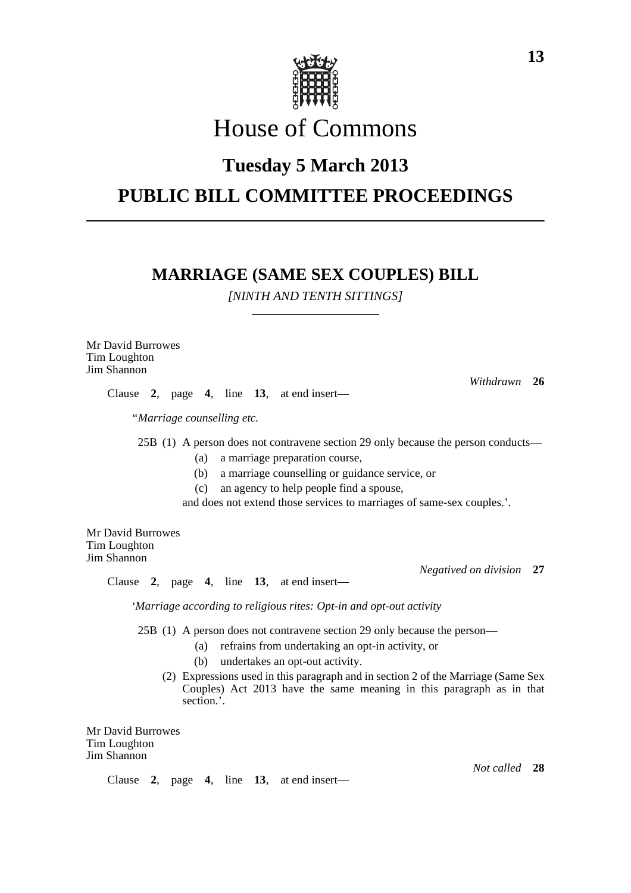# House of Commons

## Tuesday 5 March 2013

## PUBLIC BILL COMMITTEE PROCEEDINGS

## MARRIAGE (SAME SEX COUPLES) BILL

*[NINTH AND TENTH SITTINGS]*

Mr David Burrowes
Tim Loughton
Jim Shannon

*Withdrawn* **26**

Clause **2**, page **4**, line **13**, at end insert—

"*Marriage counselling etc.*

25B (1) A person does not contravene section 29 only because the person conducts—

(a) a marriage preparation course,

(b) a marriage counselling or guidance service, or

(c) an agency to help people find a spouse,

and does not extend those services to marriages of same-sex couples.'.

Mr David Burrowes
Tim Loughton
Jim Shannon

*Negatived on division* **27**

Clause **2**, page **4**, line **13**, at end insert—

'*Marriage according to religious rites: Opt-in and opt-out activity*

25B (1) A person does not contravene section 29 only because the person—

(a) refrains from undertaking an opt-in activity, or

(b) undertakes an opt-out activity.

(2) Expressions used in this paragraph and in section 2 of the Marriage (Same Sex Couples) Act 2013 have the same meaning in this paragraph as in that section.'.

Mr David Burrowes
Tim Loughton
Jim Shannon

*Not called* **28**

Clause **2**, page **4**, line **13**, at end insert—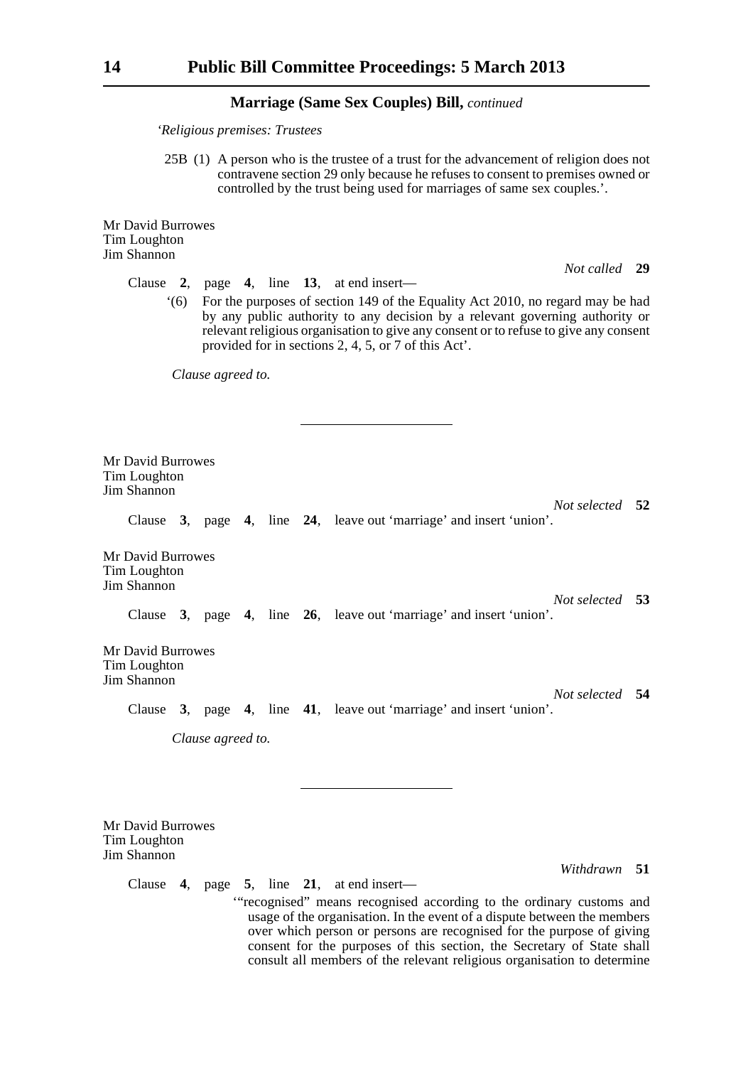## Marriage (Same Sex Couples) Bill, *continued*

*'Religious premises: Trustees*

25B (1) A person who is the trustee of a trust for the advancement of religion does not contravene section 29 only because he refuses to consent to premises owned or controlled by the trust being used for marriages of same sex couples.'.

Mr David Burrowes
Tim Loughton
Jim Shannon

*Not called* **29**

Clause **2**, page **4**, line **13**, at end insert—

'(6) For the purposes of section 149 of the Equality Act 2010, no regard may be had by any public authority to any decision by a relevant governing authority or relevant religious organisation to give any consent or to refuse to give any consent provided for in sections 2, 4, 5, or 7 of this Act'.

*Clause agreed to.*

---

Mr David Burrowes
Tim Loughton
Jim Shannon

*Not selected* **52**

Clause **3**, page **4**, line **24**, leave out 'marriage' and insert 'union'.

Mr David Burrowes
Tim Loughton
Jim Shannon

*Not selected* **53**

Clause **3**, page **4**, line **26**, leave out 'marriage' and insert 'union'.

Mr David Burrowes
Tim Loughton
Jim Shannon

*Not selected* **54**

Clause **3**, page **4**, line **41**, leave out 'marriage' and insert 'union'.

*Clause agreed to.*

---

Mr David Burrowes
Tim Loughton
Jim Shannon

*Withdrawn* **51**

Clause **4**, page **5**, line **21**, at end insert—

'"recognised" means recognised according to the ordinary customs and usage of the organisation. In the event of a dispute between the members over which person or persons are recognised for the purpose of giving consent for the purposes of this section, the Secretary of State shall consult all members of the relevant religious organisation to determine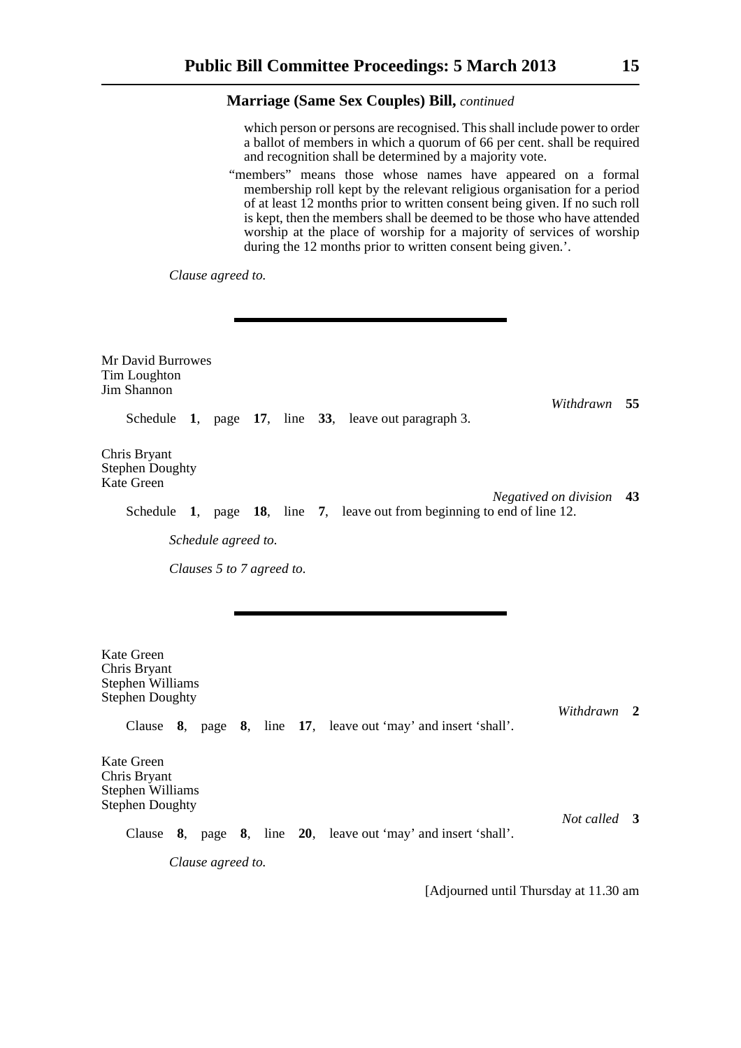**Marriage (Same Sex Couples) Bill,** *continued*

which person or persons are recognised. This shall include power to order a ballot of members in which a quorum of 66 per cent. shall be required and recognition shall be determined by a majority vote.

"members" means those whose names have appeared on a formal membership roll kept by the relevant religious organisation for a period of at least 12 months prior to written consent being given. If no such roll is kept, then the members shall be deemed to be those who have attended worship at the place of worship for a majority of services of worship during the 12 months prior to written consent being given.'.

*Clause agreed to.*

---

Mr David Burrowes
Tim Loughton
Jim Shannon

*Withdrawn* **55**

Schedule **1**, page **17**, line **33**, leave out paragraph 3.

Chris Bryant
Stephen Doughty
Kate Green

*Negatived on division* **43**

Schedule **1**, page **18**, line **7**, leave out from beginning to end of line 12.

*Schedule agreed to.*

*Clauses 5 to 7 agreed to.*

---

Kate Green
Chris Bryant
Stephen Williams
Stephen Doughty

*Withdrawn* **2**

Clause **8**, page **8**, line **17**, leave out 'may' and insert 'shall'.

Kate Green
Chris Bryant
Stephen Williams
Stephen Doughty

*Not called* **3**

Clause **8**, page **8**, line **20**, leave out 'may' and insert 'shall'.

*Clause agreed to.*

[Adjourned until Thursday at 11.30 am